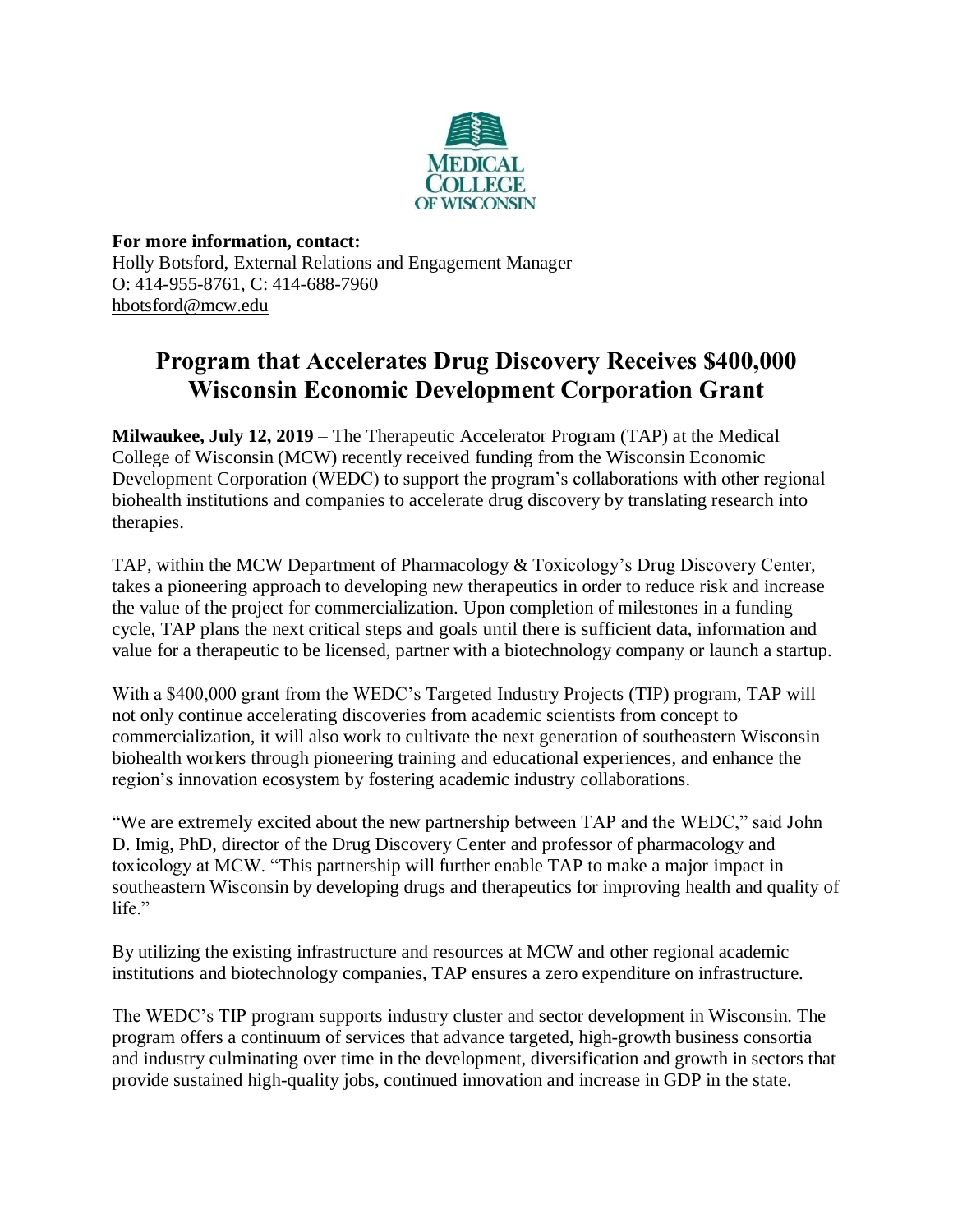**For more information, contact:**
Holly Botsford, External Relations and Engagement Manager
O: 414-955-8761, C: 414-688-7960
hbotsford@mcw.edu

# Program that Accelerates Drug Discovery Receives $400,000 Wisconsin Economic Development Corporation Grant

**Milwaukee, July 12, 2019** – The Therapeutic Accelerator Program (TAP) at the Medical College of Wisconsin (MCW) recently received funding from the Wisconsin Economic Development Corporation (WEDC) to support the program's collaborations with other regional biohealth institutions and companies to accelerate drug discovery by translating research into therapies.

TAP, within the MCW Department of Pharmacology & Toxicology's Drug Discovery Center, takes a pioneering approach to developing new therapeutics in order to reduce risk and increase the value of the project for commercialization. Upon completion of milestones in a funding cycle, TAP plans the next critical steps and goals until there is sufficient data, information and value for a therapeutic to be licensed, partner with a biotechnology company or launch a startup.

With a $400,000 grant from the WEDC's Targeted Industry Projects (TIP) program, TAP will not only continue accelerating discoveries from academic scientists from concept to commercialization, it will also work to cultivate the next generation of southeastern Wisconsin biohealth workers through pioneering training and educational experiences, and enhance the region's innovation ecosystem by fostering academic industry collaborations.

"We are extremely excited about the new partnership between TAP and the WEDC," said John D. Imig, PhD, director of the Drug Discovery Center and professor of pharmacology and toxicology at MCW. "This partnership will further enable TAP to make a major impact in southeastern Wisconsin by developing drugs and therapeutics for improving health and quality of life."

By utilizing the existing infrastructure and resources at MCW and other regional academic institutions and biotechnology companies, TAP ensures a zero expenditure on infrastructure.

The WEDC's TIP program supports industry cluster and sector development in Wisconsin. The program offers a continuum of services that advance targeted, high-growth business consortia and industry culminating over time in the development, diversification and growth in sectors that provide sustained high-quality jobs, continued innovation and increase in GDP in the state.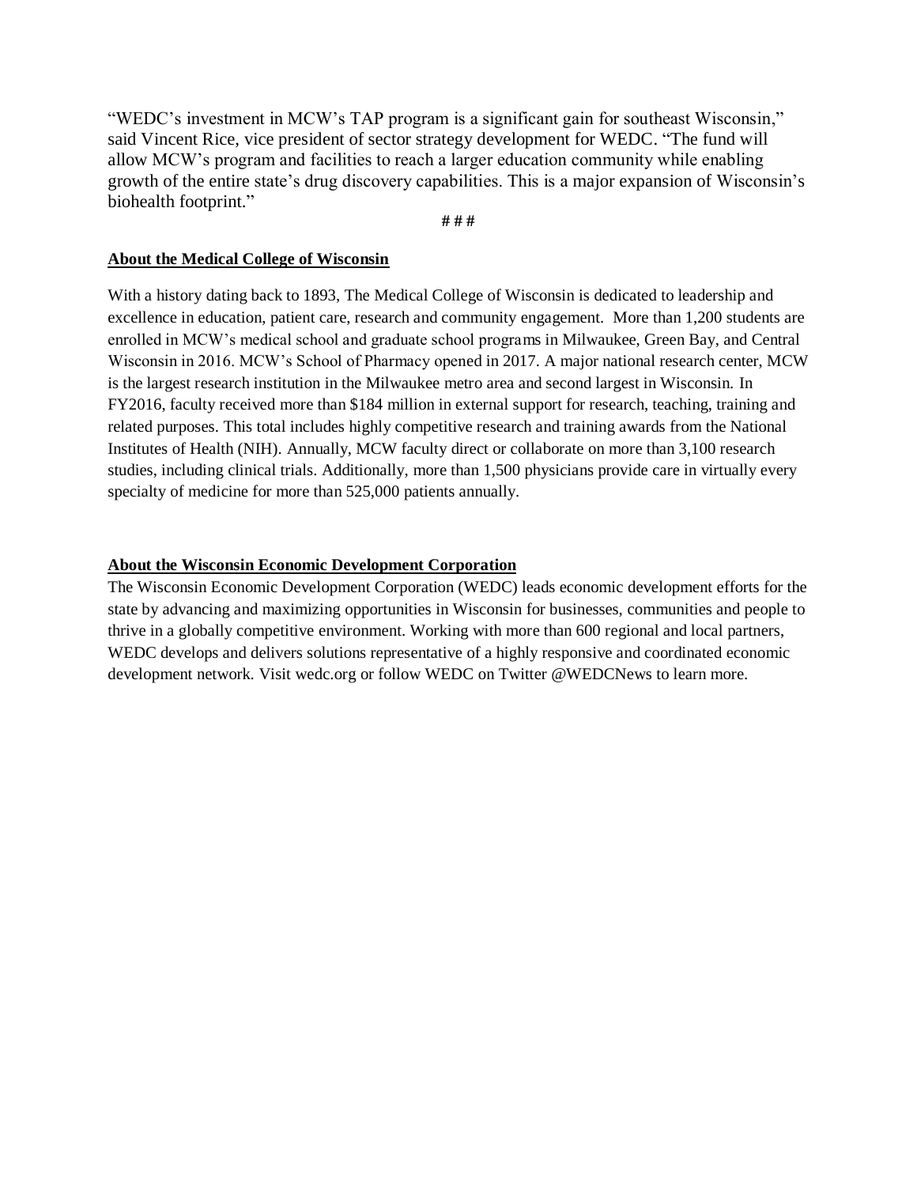"WEDC's investment in MCW's TAP program is a significant gain for southeast Wisconsin," said Vincent Rice, vice president of sector strategy development for WEDC. "The fund will allow MCW's program and facilities to reach a larger education community while enabling growth of the entire state's drug discovery capabilities. This is a major expansion of Wisconsin's biohealth footprint."

# # #

**About the Medical College of Wisconsin**

With a history dating back to 1893, The Medical College of Wisconsin is dedicated to leadership and excellence in education, patient care, research and community engagement. More than 1,200 students are enrolled in MCW's medical school and graduate school programs in Milwaukee, Green Bay, and Central Wisconsin in 2016. MCW's School of Pharmacy opened in 2017. A major national research center, MCW is the largest research institution in the Milwaukee metro area and second largest in Wisconsin. In FY2016, faculty received more than $184 million in external support for research, teaching, training and related purposes. This total includes highly competitive research and training awards from the National Institutes of Health (NIH). Annually, MCW faculty direct or collaborate on more than 3,100 research studies, including clinical trials. Additionally, more than 1,500 physicians provide care in virtually every specialty of medicine for more than 525,000 patients annually.

**About the Wisconsin Economic Development Corporation**

The Wisconsin Economic Development Corporation (WEDC) leads economic development efforts for the state by advancing and maximizing opportunities in Wisconsin for businesses, communities and people to thrive in a globally competitive environment. Working with more than 600 regional and local partners, WEDC develops and delivers solutions representative of a highly responsive and coordinated economic development network. Visit wedc.org or follow WEDC on Twitter @WEDCNews to learn more.